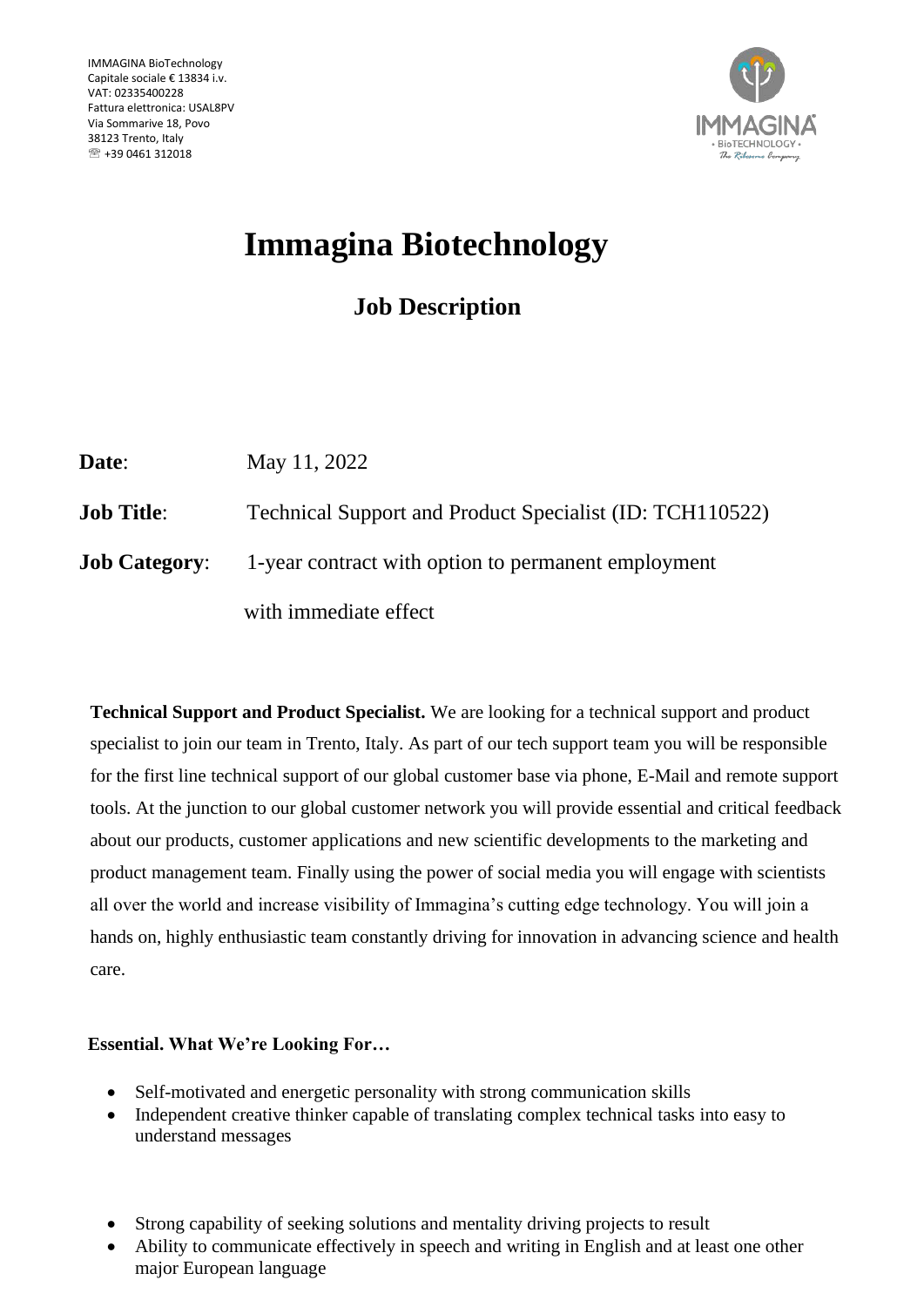IMMAGINA BioTechnology
Capitale sociale € 13834 i.v.
VAT: 02335400228
Fattura elettronica: USAL8PV
Via Sommarive 18, Povo
38123 Trento, Italy
☏ +39 0461 312018

# Immagina Biotechnology

## Job Description

**Date**: May 11, 2022

**Job Title**: Technical Support and Product Specialist (ID: TCH110522)

**Job Category**: 1-year contract with option to permanent employment with immediate effect

**Technical Support and Product Specialist.** We are looking for a technical support and product specialist to join our team in Trento, Italy. As part of our tech support team you will be responsible for the first line technical support of our global customer base via phone, E-Mail and remote support tools. At the junction to our global customer network you will provide essential and critical feedback about our products, customer applications and new scientific developments to the marketing and product management team. Finally using the power of social media you will engage with scientists all over the world and increase visibility of Immagina's cutting edge technology. You will join a hands on, highly enthusiastic team constantly driving for innovation in advancing science and health care.

**Essential. What We're Looking For…**

- Self-motivated and energetic personality with strong communication skills
- Independent creative thinker capable of translating complex technical tasks into easy to understand messages
- Strong capability of seeking solutions and mentality driving projects to result
- Ability to communicate effectively in speech and writing in English and at least one other major European language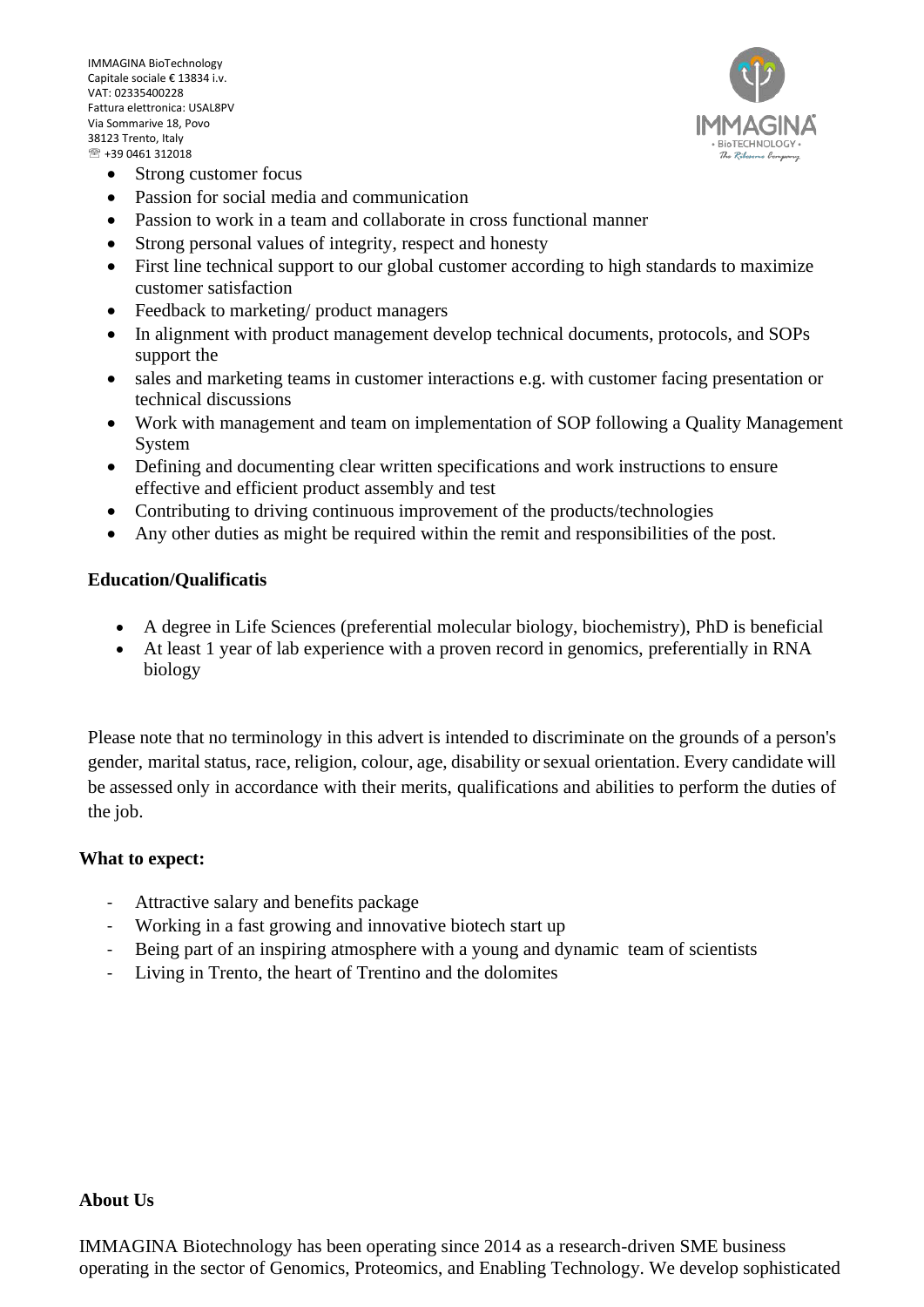- Strong customer focus
- Passion for social media and communication
- Passion to work in a team and collaborate in cross functional manner
- Strong personal values of integrity, respect and honesty
- First line technical support to our global customer according to high standards to maximize customer satisfaction
- Feedback to marketing/ product managers
- In alignment with product management develop technical documents, protocols, and SOPs support the
- sales and marketing teams in customer interactions e.g. with customer facing presentation or technical discussions
- Work with management and team on implementation of SOP following a Quality Management System
- Defining and documenting clear written specifications and work instructions to ensure effective and efficient product assembly and test
- Contributing to driving continuous improvement of the products/technologies
- Any other duties as might be required within the remit and responsibilities of the post.

**Education/Qualificatis**

- A degree in Life Sciences (preferential molecular biology, biochemistry), PhD is beneficial
- At least 1 year of lab experience with a proven record in genomics, preferentially in RNA biology

Please note that no terminology in this advert is intended to discriminate on the grounds of a person's gender, marital status, race, religion, colour, age, disability or sexual orientation. Every candidate will be assessed only in accordance with their merits, qualifications and abilities to perform the duties of the job.

**What to expect:**

- Attractive salary and benefits package
- Working in a fast growing and innovative biotech start up
- Being part of an inspiring atmosphere with a young and dynamic team of scientists
- Living in Trento, the heart of Trentino and the dolomites

**About Us**

IMMAGINA Biotechnology has been operating since 2014 as a research-driven SME business operating in the sector of Genomics, Proteomics, and Enabling Technology. We develop sophisticated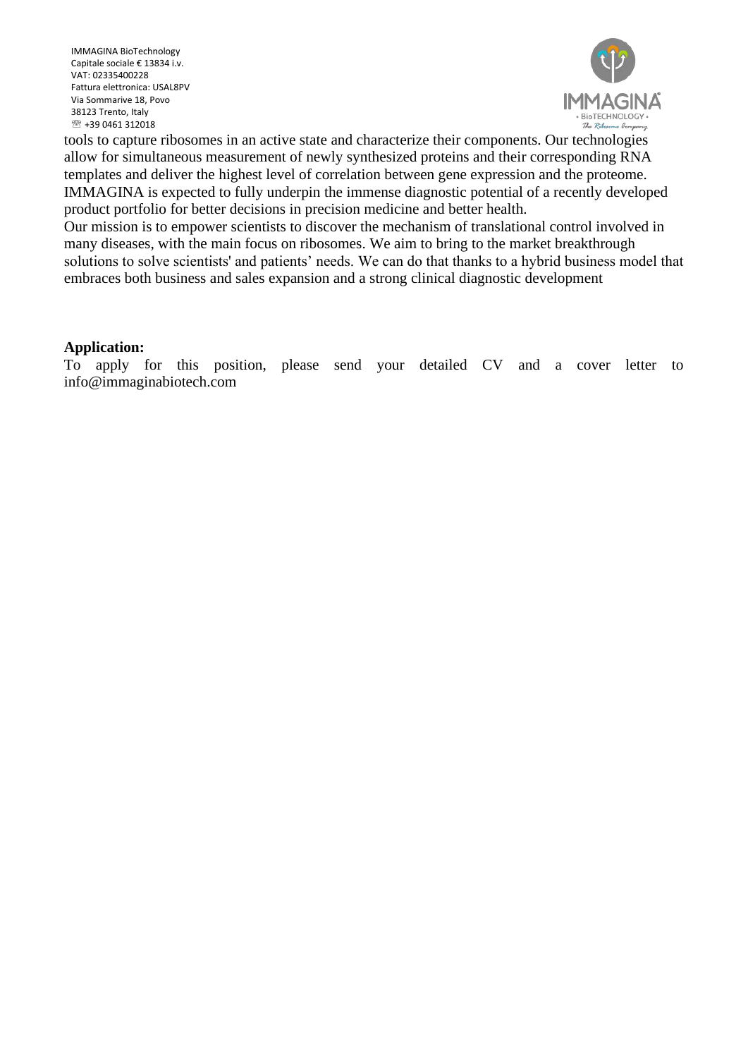tools to capture ribosomes in an active state and characterize their components. Our technologies allow for simultaneous measurement of newly synthesized proteins and their corresponding RNA templates and deliver the highest level of correlation between gene expression and the proteome. IMMAGINA is expected to fully underpin the immense diagnostic potential of a recently developed product portfolio for better decisions in precision medicine and better health.
Our mission is to empower scientists to discover the mechanism of translational control involved in many diseases, with the main focus on ribosomes. We aim to bring to the market breakthrough solutions to solve scientists' and patients' needs. We can do that thanks to a hybrid business model that embraces both business and sales expansion and a strong clinical diagnostic development

**Application:**
To apply for this position, please send your detailed CV and a cover letter to info@immaginabiotech.com